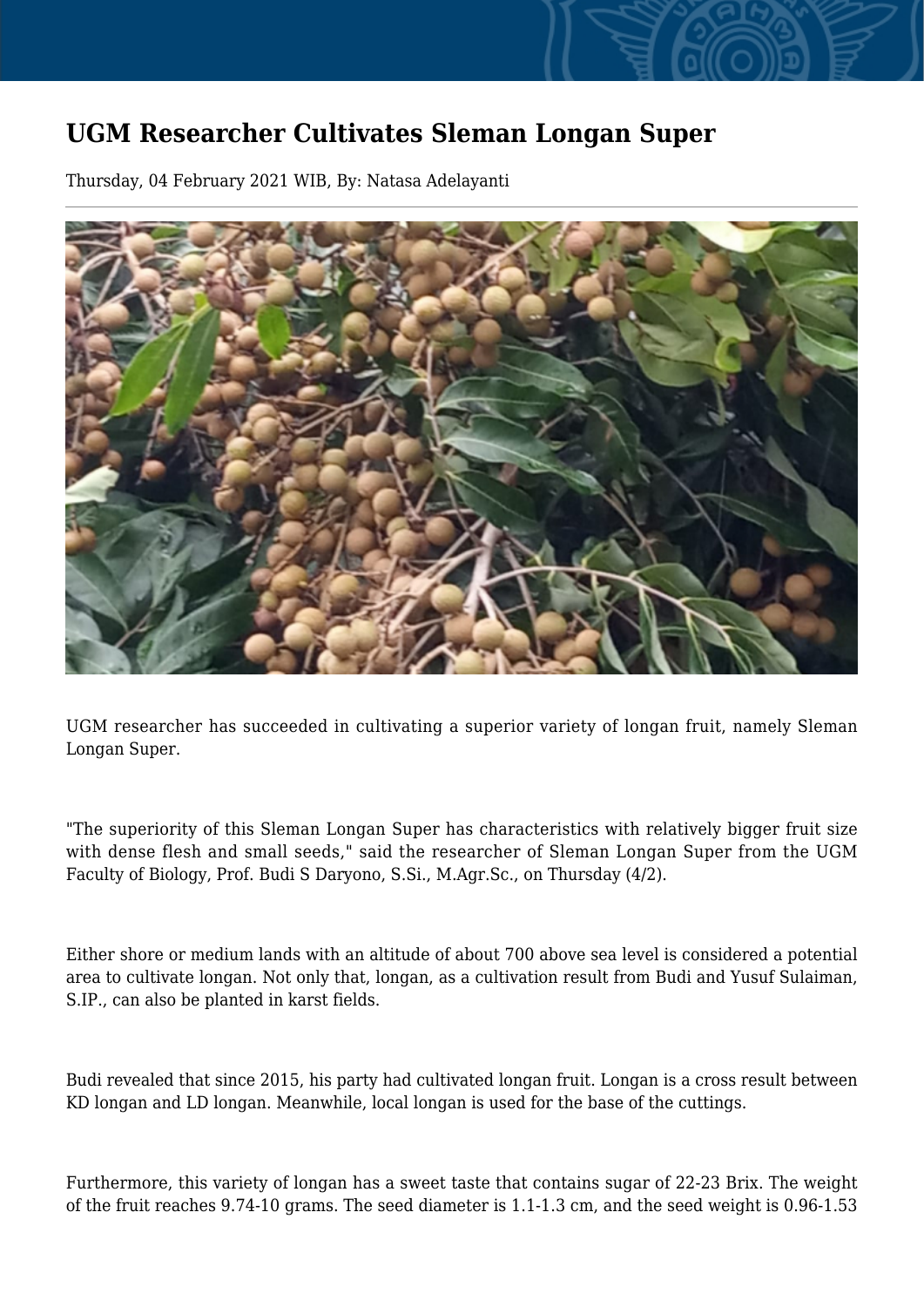# UGM Researcher Cultivates Sleman Longan Super

Thursday, 04 February 2021 WIB, By: Natasa Adelayanti

UGM researcher has succeeded in cultivating a superior variety of longan fruit, namely Sleman Longan Super.

"The superiority of this Sleman Longan Super has characteristics with relatively bigger fruit size with dense flesh and small seeds," said the researcher of Sleman Longan Super from the UGM Faculty of Biology, Prof. Budi S Daryono, S.Si., M.Agr.Sc., on Thursday (4/2).

Either shore or medium lands with an altitude of about 700 above sea level is considered a potential area to cultivate longan. Not only that, longan, as a cultivation result from Budi and Yusuf Sulaiman, S.IP., can also be planted in karst fields.

Budi revealed that since 2015, his party had cultivated longan fruit. Longan is a cross result between KD longan and LD longan. Meanwhile, local longan is used for the base of the cuttings.

Furthermore, this variety of longan has a sweet taste that contains sugar of 22-23 Brix. The weight of the fruit reaches 9.74-10 grams. The seed diameter is 1.1-1.3 cm, and the seed weight is 0.96-1.53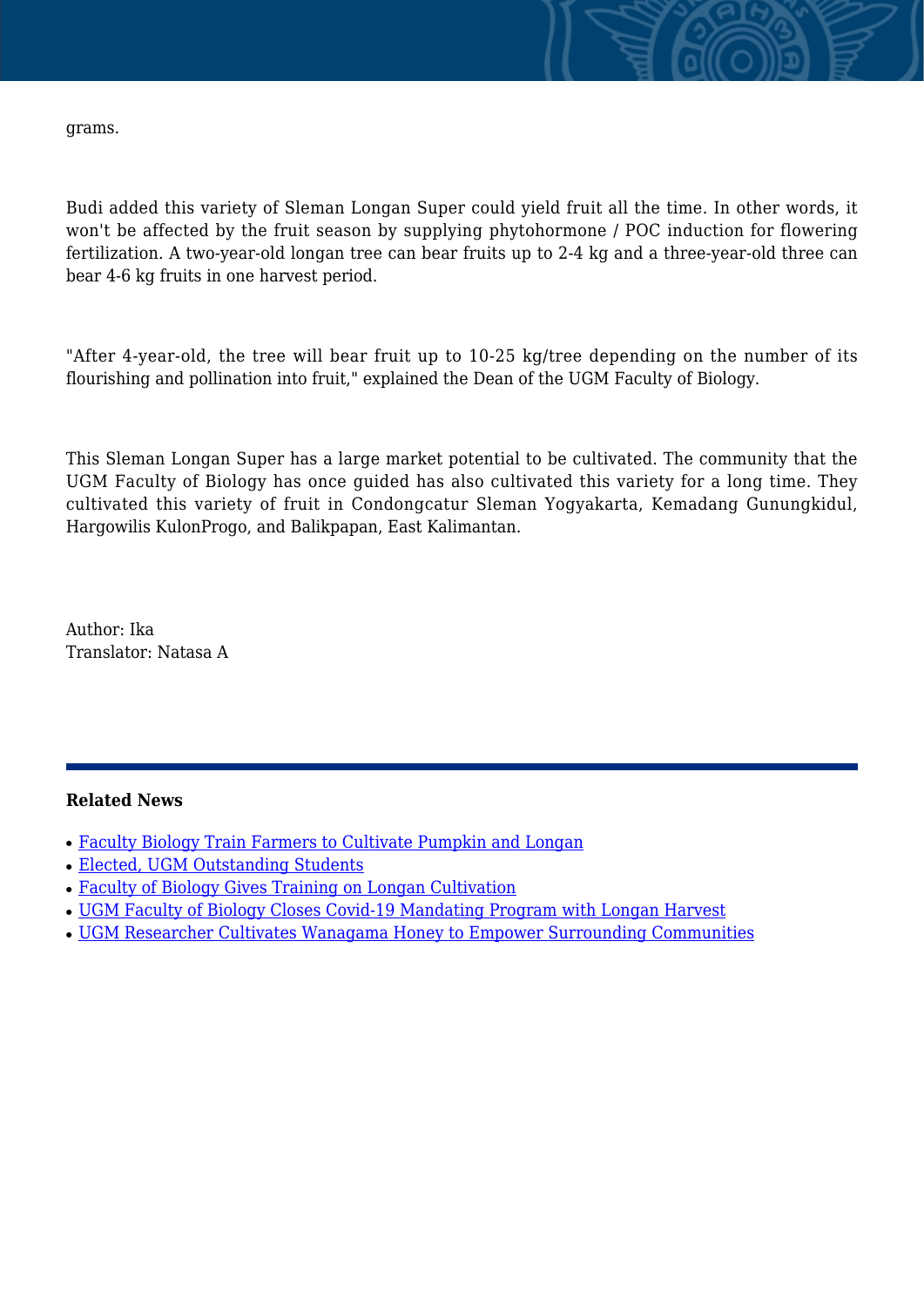grams.

Budi added this variety of Sleman Longan Super could yield fruit all the time. In other words, it won't be affected by the fruit season by supplying phytohormone / POC induction for flowering fertilization. A two-year-old longan tree can bear fruits up to 2-4 kg and a three-year-old three can bear 4-6 kg fruits in one harvest period.

"After 4-year-old, the tree will bear fruit up to 10-25 kg/tree depending on the number of its flourishing and pollination into fruit," explained the Dean of the UGM Faculty of Biology.

This Sleman Longan Super has a large market potential to be cultivated. The community that the UGM Faculty of Biology has once guided has also cultivated this variety for a long time. They cultivated this variety of fruit in Condongcatur Sleman Yogyakarta, Kemadang Gunungkidul, Hargowilis KulonProgo, and Balikpapan, East Kalimantan.

Author: Ika
Translator: Natasa A

---

**Related News**

- Faculty Biology Train Farmers to Cultivate Pumpkin and Longan
- Elected, UGM Outstanding Students
- Faculty of Biology Gives Training on Longan Cultivation
- UGM Faculty of Biology Closes Covid-19 Mandating Program with Longan Harvest
- UGM Researcher Cultivates Wanagama Honey to Empower Surrounding Communities